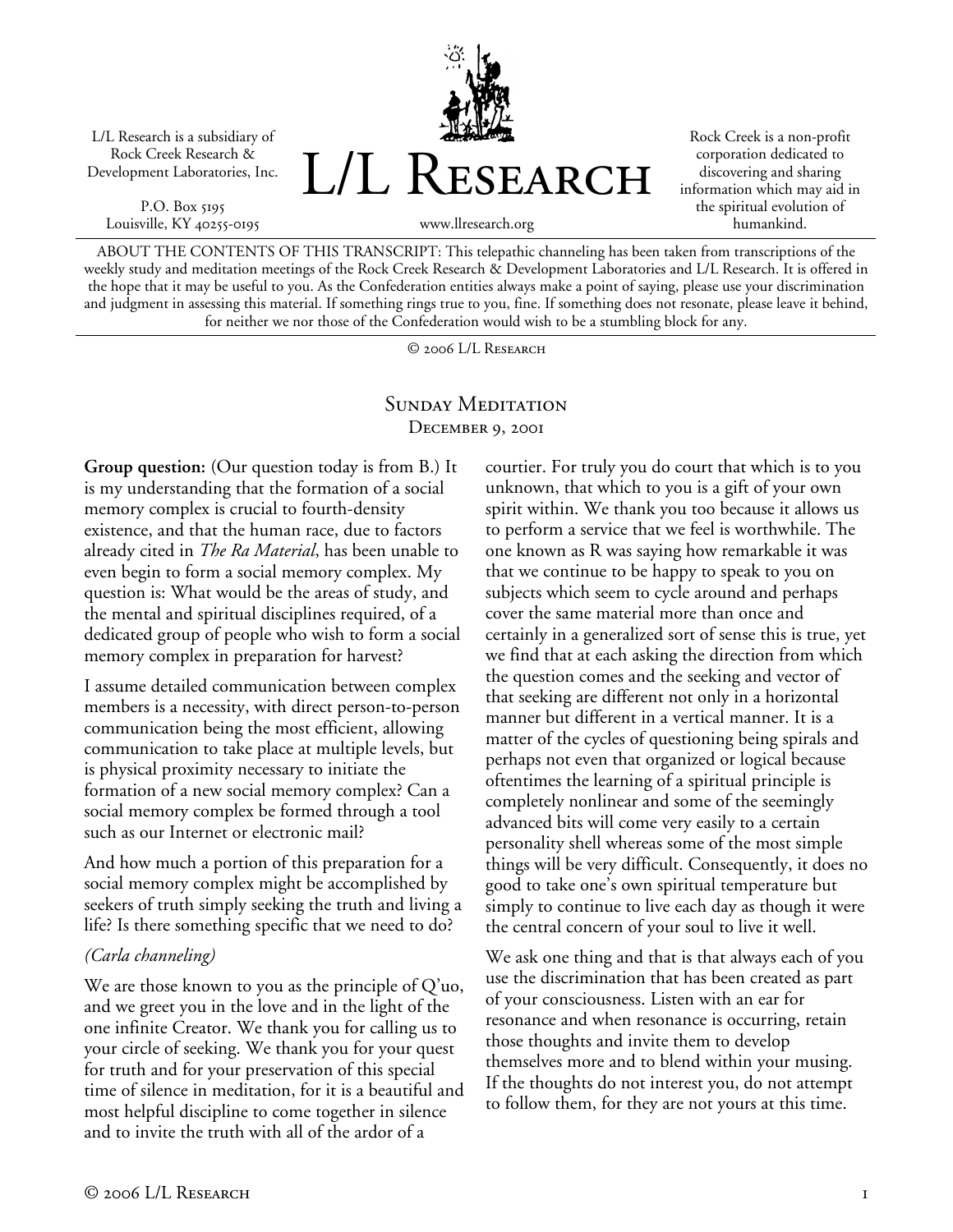L/L Research is a subsidiary of Rock Creek Research & Development Laboratories, Inc.

P.O. Box 5195
Louisville, KY 40255-0195

# L/L Research

www.llresearch.org

Rock Creek is a non-profit corporation dedicated to discovering and sharing information which may aid in the spiritual evolution of humankind.

ABOUT THE CONTENTS OF THIS TRANSCRIPT: This telepathic channeling has been taken from transcriptions of the weekly study and meditation meetings of the Rock Creek Research & Development Laboratories and L/L Research. It is offered in the hope that it may be useful to you. As the Confederation entities always make a point of saying, please use your discrimination and judgment in assessing this material. If something rings true to you, fine. If something does not resonate, please leave it behind, for neither we nor those of the Confederation would wish to be a stumbling block for any.

© 2006 L/L Research

## Sunday Meditation
### December 9, 2001

**Group question:** (Our question today is from B.) It is my understanding that the formation of a social memory complex is crucial to fourth-density existence, and that the human race, due to factors already cited in *The Ra Material*, has been unable to even begin to form a social memory complex. My question is: What would be the areas of study, and the mental and spiritual disciplines required, of a dedicated group of people who wish to form a social memory complex in preparation for harvest?

I assume detailed communication between complex members is a necessity, with direct person-to-person communication being the most efficient, allowing communication to take place at multiple levels, but is physical proximity necessary to initiate the formation of a new social memory complex? Can a social memory complex be formed through a tool such as our Internet or electronic mail?

And how much a portion of this preparation for a social memory complex might be accomplished by seekers of truth simply seeking the truth and living a life? Is there something specific that we need to do?

*(Carla channeling)*

We are those known to you as the principle of Q'uo, and we greet you in the love and in the light of the one infinite Creator. We thank you for calling us to your circle of seeking. We thank you for your quest for truth and for your preservation of this special time of silence in meditation, for it is a beautiful and most helpful discipline to come together in silence and to invite the truth with all of the ardor of a courtier. For truly you do court that which is to you unknown, that which to you is a gift of your own spirit within. We thank you too because it allows us to perform a service that we feel is worthwhile. The one known as R was saying how remarkable it was that we continue to be happy to speak to you on subjects which seem to cycle around and perhaps cover the same material more than once and certainly in a generalized sort of sense this is true, yet we find that at each asking the direction from which the question comes and the seeking and vector of that seeking are different not only in a horizontal manner but different in a vertical manner. It is a matter of the cycles of questioning being spirals and perhaps not even that organized or logical because oftentimes the learning of a spiritual principle is completely nonlinear and some of the seemingly advanced bits will come very easily to a certain personality shell whereas some of the most simple things will be very difficult. Consequently, it does no good to take one's own spiritual temperature but simply to continue to live each day as though it were the central concern of your soul to live it well.

We ask one thing and that is that always each of you use the discrimination that has been created as part of your consciousness. Listen with an ear for resonance and when resonance is occurring, retain those thoughts and invite them to develop themselves more and to blend within your musing. If the thoughts do not interest you, do not attempt to follow them, for they are not yours at this time.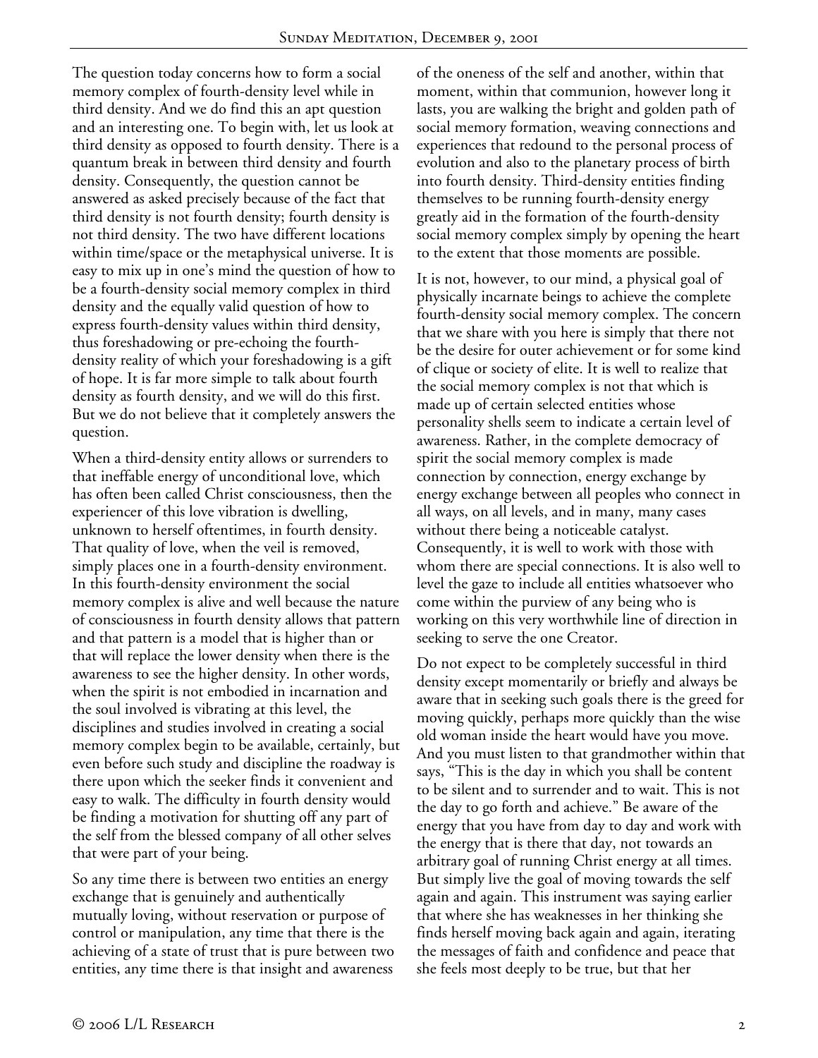The question today concerns how to form a social memory complex of fourth-density level while in third density. And we do find this an apt question and an interesting one. To begin with, let us look at third density as opposed to fourth density. There is a quantum break in between third density and fourth density. Consequently, the question cannot be answered as asked precisely because of the fact that third density is not fourth density; fourth density is not third density. The two have different locations within time/space or the metaphysical universe. It is easy to mix up in one's mind the question of how to be a fourth-density social memory complex in third density and the equally valid question of how to express fourth-density values within third density, thus foreshadowing or pre-echoing the fourth-density reality of which your foreshadowing is a gift of hope. It is far more simple to talk about fourth density as fourth density, and we will do this first. But we do not believe that it completely answers the question.

When a third-density entity allows or surrenders to that ineffable energy of unconditional love, which has often been called Christ consciousness, then the experiencer of this love vibration is dwelling, unknown to herself oftentimes, in fourth density. That quality of love, when the veil is removed, simply places one in a fourth-density environment. In this fourth-density environment the social memory complex is alive and well because the nature of consciousness in fourth density allows that pattern and that pattern is a model that is higher than or that will replace the lower density when there is the awareness to see the higher density. In other words, when the spirit is not embodied in incarnation and the soul involved is vibrating at this level, the disciplines and studies involved in creating a social memory complex begin to be available, certainly, but even before such study and discipline the roadway is there upon which the seeker finds it convenient and easy to walk. The difficulty in fourth density would be finding a motivation for shutting off any part of the self from the blessed company of all other selves that were part of your being.

So any time there is between two entities an energy exchange that is genuinely and authentically mutually loving, without reservation or purpose of control or manipulation, any time that there is the achieving of a state of trust that is pure between two entities, any time there is that insight and awareness of the oneness of the self and another, within that moment, within that communion, however long it lasts, you are walking the bright and golden path of social memory formation, weaving connections and experiences that redound to the personal process of evolution and also to the planetary process of birth into fourth density. Third-density entities finding themselves to be running fourth-density energy greatly aid in the formation of the fourth-density social memory complex simply by opening the heart to the extent that those moments are possible.

It is not, however, to our mind, a physical goal of physically incarnate beings to achieve the complete fourth-density social memory complex. The concern that we share with you here is simply that there not be the desire for outer achievement or for some kind of clique or society of elite. It is well to realize that the social memory complex is not that which is made up of certain selected entities whose personality shells seem to indicate a certain level of awareness. Rather, in the complete democracy of spirit the social memory complex is made connection by connection, energy exchange by energy exchange between all peoples who connect in all ways, on all levels, and in many, many cases without there being a noticeable catalyst. Consequently, it is well to work with those with whom there are special connections. It is also well to level the gaze to include all entities whatsoever who come within the purview of any being who is working on this very worthwhile line of direction in seeking to serve the one Creator.

Do not expect to be completely successful in third density except momentarily or briefly and always be aware that in seeking such goals there is the greed for moving quickly, perhaps more quickly than the wise old woman inside the heart would have you move. And you must listen to that grandmother within that says, "This is the day in which you shall be content to be silent and to surrender and to wait. This is not the day to go forth and achieve." Be aware of the energy that you have from day to day and work with the energy that is there that day, not towards an arbitrary goal of running Christ energy at all times. But simply live the goal of moving towards the self again and again. This instrument was saying earlier that where she has weaknesses in her thinking she finds herself moving back again and again, iterating the messages of faith and confidence and peace that she feels most deeply to be true, but that her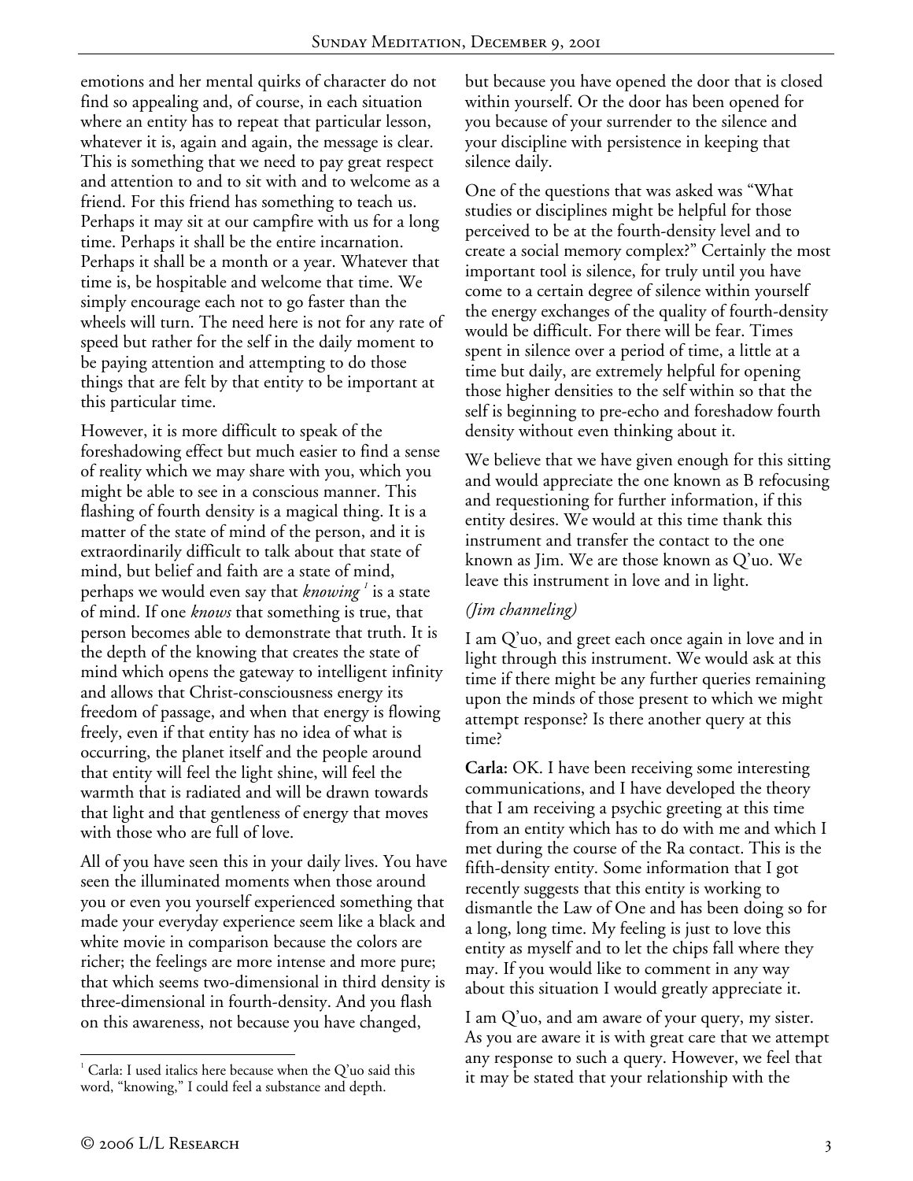emotions and her mental quirks of character do not find so appealing and, of course, in each situation where an entity has to repeat that particular lesson, whatever it is, again and again, the message is clear. This is something that we need to pay great respect and attention to and to sit with and to welcome as a friend. For this friend has something to teach us. Perhaps it may sit at our campfire with us for a long time. Perhaps it shall be the entire incarnation. Perhaps it shall be a month or a year. Whatever that time is, be hospitable and welcome that time. We simply encourage each not to go faster than the wheels will turn. The need here is not for any rate of speed but rather for the self in the daily moment to be paying attention and attempting to do those things that are felt by that entity to be important at this particular time.

However, it is more difficult to speak of the foreshadowing effect but much easier to find a sense of reality which we may share with you, which you might be able to see in a conscious manner. This flashing of fourth density is a magical thing. It is a matter of the state of mind of the person, and it is extraordinarily difficult to talk about that state of mind, but belief and faith are a state of mind, perhaps we would even say that *knowing* [1] is a state of mind. If one *knows* that something is true, that person becomes able to demonstrate that truth. It is the depth of the knowing that creates the state of mind which opens the gateway to intelligent infinity and allows that Christ-consciousness energy its freedom of passage, and when that energy is flowing freely, even if that entity has no idea of what is occurring, the planet itself and the people around that entity will feel the light shine, will feel the warmth that is radiated and will be drawn towards that light and that gentleness of energy that moves with those who are full of love.

All of you have seen this in your daily lives. You have seen the illuminated moments when those around you or even you yourself experienced something that made your everyday experience seem like a black and white movie in comparison because the colors are richer; the feelings are more intense and more pure; that which seems two-dimensional in third density is three-dimensional in fourth-density. And you flash on this awareness, not because you have changed, but because you have opened the door that is closed within yourself. Or the door has been opened for you because of your surrender to the silence and your discipline with persistence in keeping that silence daily.

One of the questions that was asked was "What studies or disciplines might be helpful for those perceived to be at the fourth-density level and to create a social memory complex?" Certainly the most important tool is silence, for truly until you have come to a certain degree of silence within yourself the energy exchanges of the quality of fourth-density would be difficult. For there will be fear. Times spent in silence over a period of time, a little at a time but daily, are extremely helpful for opening those higher densities to the self within so that the self is beginning to pre-echo and foreshadow fourth density without even thinking about it.

We believe that we have given enough for this sitting and would appreciate the one known as B refocusing and requestioning for further information, if this entity desires. We would at this time thank this instrument and transfer the contact to the one known as Jim. We are those known as Q'uo. We leave this instrument in love and in light.

*(Jim channeling)*

I am Q'uo, and greet each once again in love and in light through this instrument. We would ask at this time if there might be any further queries remaining upon the minds of those present to which we might attempt response? Is there another query at this time?

**Carla:** OK. I have been receiving some interesting communications, and I have developed the theory that I am receiving a psychic greeting at this time from an entity which has to do with me and which I met during the course of the Ra contact. This is the fifth-density entity. Some information that I got recently suggests that this entity is working to dismantle the Law of One and has been doing so for a long, long time. My feeling is just to love this entity as myself and to let the chips fall where they may. If you would like to comment in any way about this situation I would greatly appreciate it.

I am Q'uo, and am aware of your query, my sister. As you are aware it is with great care that we attempt any response to such a query. However, we feel that it may be stated that your relationship with the

---

[1] Carla: I used italics here because when the Q'uo said this word, "knowing," I could feel a substance and depth.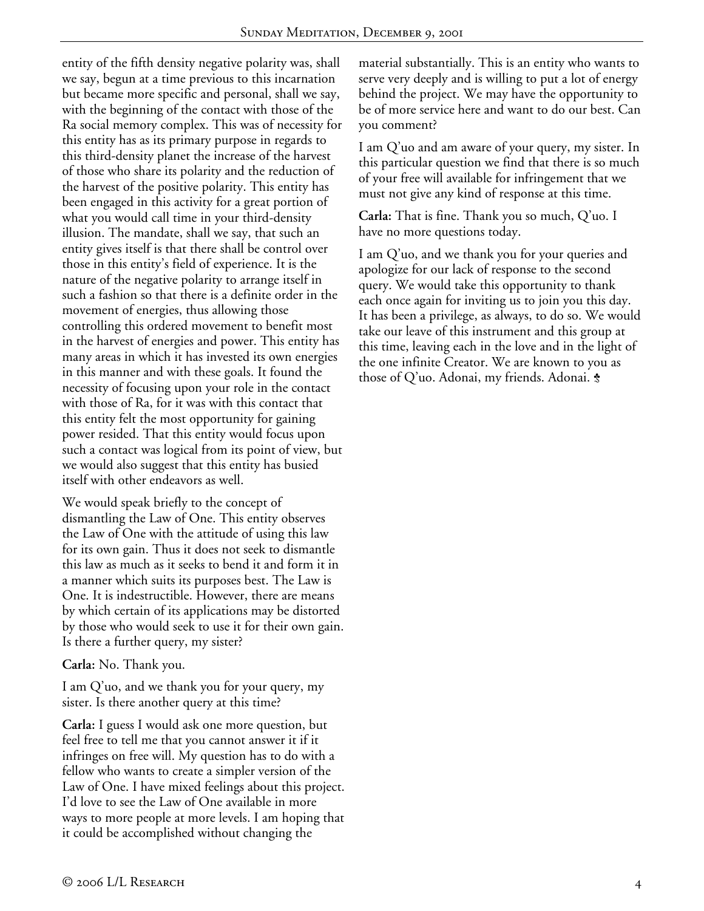entity of the fifth density negative polarity was, shall we say, begun at a time previous to this incarnation but became more specific and personal, shall we say, with the beginning of the contact with those of the Ra social memory complex. This was of necessity for this entity has as its primary purpose in regards to this third-density planet the increase of the harvest of those who share its polarity and the reduction of the harvest of the positive polarity. This entity has been engaged in this activity for a great portion of what you would call time in your third-density illusion. The mandate, shall we say, that such an entity gives itself is that there shall be control over those in this entity's field of experience. It is the nature of the negative polarity to arrange itself in such a fashion so that there is a definite order in the movement of energies, thus allowing those controlling this ordered movement to benefit most in the harvest of energies and power. This entity has many areas in which it has invested its own energies in this manner and with these goals. It found the necessity of focusing upon your role in the contact with those of Ra, for it was with this contact that this entity felt the most opportunity for gaining power resided. That this entity would focus upon such a contact was logical from its point of view, but we would also suggest that this entity has busied itself with other endeavors as well.

We would speak briefly to the concept of dismantling the Law of One. This entity observes the Law of One with the attitude of using this law for its own gain. Thus it does not seek to dismantle this law as much as it seeks to bend it and form it in a manner which suits its purposes best. The Law is One. It is indestructible. However, there are means by which certain of its applications may be distorted by those who would seek to use it for their own gain. Is there a further query, my sister?

**Carla:** No. Thank you.

I am Q'uo, and we thank you for your query, my sister. Is there another query at this time?

**Carla:** I guess I would ask one more question, but feel free to tell me that you cannot answer it if it infringes on free will. My question has to do with a fellow who wants to create a simpler version of the Law of One. I have mixed feelings about this project. I'd love to see the Law of One available in more ways to more people at more levels. I am hoping that it could be accomplished without changing the material substantially. This is an entity who wants to serve very deeply and is willing to put a lot of energy behind the project. We may have the opportunity to be of more service here and want to do our best. Can you comment?

I am Q'uo and am aware of your query, my sister. In this particular question we find that there is so much of your free will available for infringement that we must not give any kind of response at this time.

**Carla:** That is fine. Thank you so much, Q'uo. I have no more questions today.

I am Q'uo, and we thank you for your queries and apologize for our lack of response to the second query. We would take this opportunity to thank each once again for inviting us to join you this day. It has been a privilege, as always, to do so. We would take our leave of this instrument and this group at this time, leaving each in the love and in the light of the one infinite Creator. We are known to you as those of Q'uo. Adonai, my friends. Adonai.